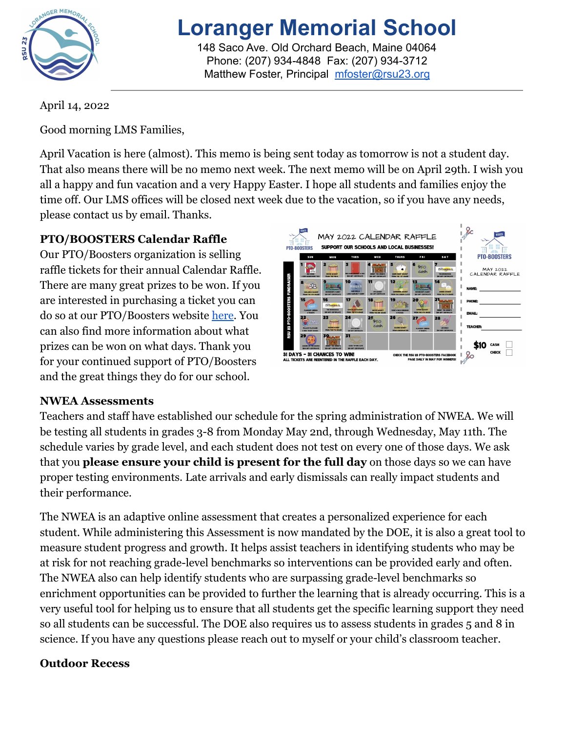# Loranger Memorial School

148 Saco Ave. Old Orchard Beach, Maine 04064
Phone: (207) 934-4848 Fax: (207) 934-3712
Matthew Foster, Principal mfoster@rsu23.org

April 14, 2022

Good morning LMS Families,

April Vacation is here (almost). This memo is being sent today as tomorrow is not a student day. That also means there will be no memo next week. The next memo will be on April 29th. I wish you all a happy and fun vacation and a very Happy Easter. I hope all students and families enjoy the time off. Our LMS offices will be closed next week due to the vacation, so if you have any needs, please contact us by email. Thanks.

**PTO/BOOSTERS Calendar Raffle**

Our PTO/Boosters organization is selling raffle tickets for their annual Calendar Raffle. There are many great prizes to be won. If you are interested in purchasing a ticket you can do so at our PTO/Boosters website here. You can also find more information about what prizes can be won on what days. Thank you for your continued support of PTO/Boosters and the great things they do for our school.

**NWEA Assessments**

Teachers and staff have established our schedule for the spring administration of NWEA. We will be testing all students in grades 3-8 from Monday May 2nd, through Wednesday, May 11th. The schedule varies by grade level, and each student does not test on every one of those days. We ask that you **please ensure your child is present for the full day** on those days so we can have proper testing environments. Late arrivals and early dismissals can really impact students and their performance.

The NWEA is an adaptive online assessment that creates a personalized experience for each student. While administering this Assessment is now mandated by the DOE, it is also a great tool to measure student progress and growth. It helps assist teachers in identifying students who may be at risk for not reaching grade-level benchmarks so interventions can be provided early and often. The NWEA also can help identify students who are surpassing grade-level benchmarks so enrichment opportunities can be provided to further the learning that is already occurring. This is a very useful tool for helping us to ensure that all students get the specific learning support they need so all students can be successful. The DOE also requires us to assess students in grades 5 and 8 in science. If you have any questions please reach out to myself or your child's classroom teacher.

**Outdoor Recess**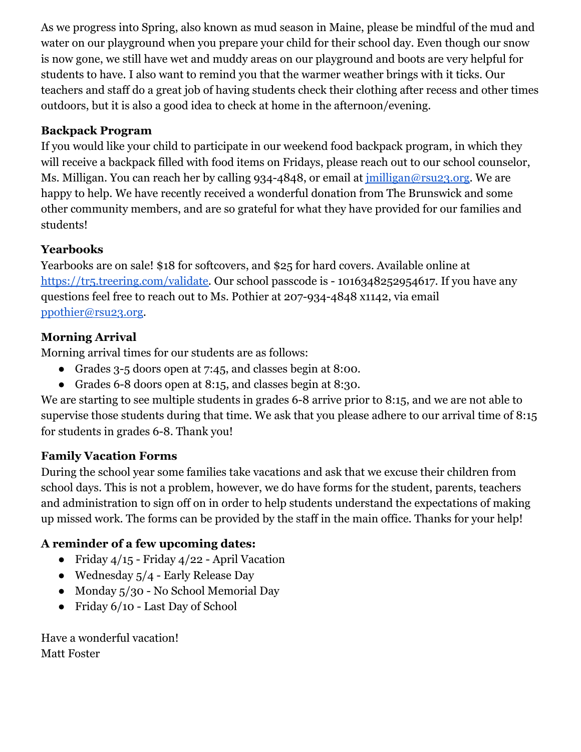As we progress into Spring, also known as mud season in Maine, please be mindful of the mud and water on our playground when you prepare your child for their school day. Even though our snow is now gone, we still have wet and muddy areas on our playground and boots are very helpful for students to have. I also want to remind you that the warmer weather brings with it ticks. Our teachers and staff do a great job of having students check their clothing after recess and other times outdoors, but it is also a good idea to check at home in the afternoon/evening.

**Backpack Program**

If you would like your child to participate in our weekend food backpack program, in which they will receive a backpack filled with food items on Fridays, please reach out to our school counselor, Ms. Milligan. You can reach her by calling 934-4848, or email at [jmilligan@rsu23.org](mailto:jmilligan@rsu23.org). We are happy to help. We have recently received a wonderful donation from The Brunswick and some other community members, and are so grateful for what they have provided for our families and students!

**Yearbooks**

Yearbooks are on sale! $18 for softcovers, and $25 for hard covers. Available online at [https://tr5.treering.com/validate](https://tr5.treering.com/validate). Our school passcode is - 1016348252954617. If you have any questions feel free to reach out to Ms. Pothier at 207-934-4848 x1142, via email [ppothier@rsu23.org](mailto:ppothier@rsu23.org).

**Morning Arrival**

Morning arrival times for our students are as follows:

- Grades 3-5 doors open at 7:45, and classes begin at 8:00.
- Grades 6-8 doors open at 8:15, and classes begin at 8:30.

We are starting to see multiple students in grades 6-8 arrive prior to 8:15, and we are not able to supervise those students during that time. We ask that you please adhere to our arrival time of 8:15 for students in grades 6-8. Thank you!

**Family Vacation Forms**

During the school year some families take vacations and ask that we excuse their children from school days. This is not a problem, however, we do have forms for the student, parents, teachers and administration to sign off on in order to help students understand the expectations of making up missed work. The forms can be provided by the staff in the main office. Thanks for your help!

**A reminder of a few upcoming dates:**

- Friday 4/15 - Friday 4/22 - April Vacation
- Wednesday 5/4 - Early Release Day
- Monday 5/30 - No School Memorial Day
- Friday 6/10 - Last Day of School

Have a wonderful vacation!
Matt Foster